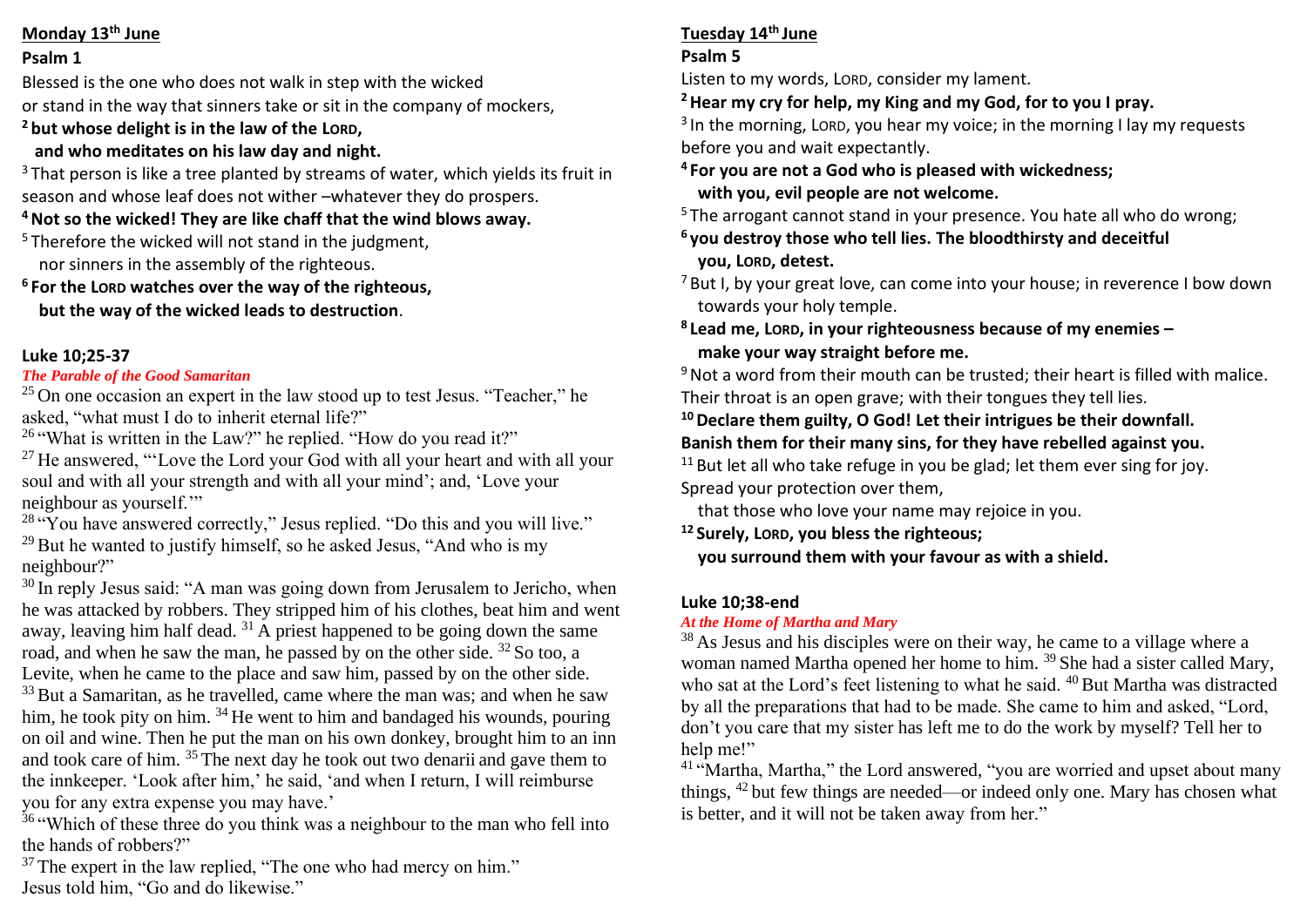**Monday 13th June**

**Psalm 1**

Blessed is the one who does not walk in step with the wicked
or stand in the way that sinners take or sit in the company of mockers,

**[2] but whose delight is in the law of the LORD,**
**and who meditates on his law day and night.**

[3] That person is like a tree planted by streams of water, which yields its fruit in season and whose leaf does not wither –whatever they do prospers.

**[4] Not so the wicked! They are like chaff that the wind blows away.**

[5] Therefore the wicked will not stand in the judgment,
nor sinners in the assembly of the righteous.

**[6] For the LORD watches over the way of the righteous,**
**but the way of the wicked leads to destruction**.

**Luke 10;25-37**

***The Parable of the Good Samaritan***

[25] On one occasion an expert in the law stood up to test Jesus. "Teacher," he asked, "what must I do to inherit eternal life?"

[26] "What is written in the Law?" he replied. "How do you read it?"

[27] He answered, "'Love the Lord your God with all your heart and with all your soul and with all your strength and with all your mind'; and, 'Love your neighbour as yourself.'"

[28] "You have answered correctly," Jesus replied. "Do this and you will live."

[29] But he wanted to justify himself, so he asked Jesus, "And who is my neighbour?"

[30] In reply Jesus said: "A man was going down from Jerusalem to Jericho, when he was attacked by robbers. They stripped him of his clothes, beat him and went away, leaving him half dead. [31] A priest happened to be going down the same road, and when he saw the man, he passed by on the other side. [32] So too, a Levite, when he came to the place and saw him, passed by on the other side. [33] But a Samaritan, as he travelled, came where the man was; and when he saw him, he took pity on him. [34] He went to him and bandaged his wounds, pouring on oil and wine. Then he put the man on his own donkey, brought him to an inn and took care of him. [35] The next day he took out two denarii and gave them to the innkeeper. 'Look after him,' he said, 'and when I return, I will reimburse you for any extra expense you may have.'

[36] "Which of these three do you think was a neighbour to the man who fell into the hands of robbers?"

[37] The expert in the law replied, "The one who had mercy on him."
Jesus told him, "Go and do likewise."

**Tuesday 14th June**

**Psalm 5**

Listen to my words, LORD, consider my lament.

**[2] Hear my cry for help, my King and my God, for to you I pray.**

[3] In the morning, LORD, you hear my voice; in the morning I lay my requests before you and wait expectantly.

**[4] For you are not a God who is pleased with wickedness;**
**with you, evil people are not welcome.**

[5] The arrogant cannot stand in your presence. You hate all who do wrong;

**[6] you destroy those who tell lies. The bloodthirsty and deceitful**
**you, LORD, detest.**

[7] But I, by your great love, can come into your house; in reverence I bow down towards your holy temple.

**[8] Lead me, LORD, in your righteousness because of my enemies –**
**make your way straight before me.**

[9] Not a word from their mouth can be trusted; their heart is filled with malice.
Their throat is an open grave; with their tongues they tell lies.

**[10] Declare them guilty, O God! Let their intrigues be their downfall.**
**Banish them for their many sins, for they have rebelled against you.**

[11] But let all who take refuge in you be glad; let them ever sing for joy.
Spread your protection over them,
that those who love your name may rejoice in you.

**[12] Surely, LORD, you bless the righteous;**
**you surround them with your favour as with a shield.**

**Luke 10;38-end**

***At the Home of Martha and Mary***

[38] As Jesus and his disciples were on their way, he came to a village where a woman named Martha opened her home to him. [39] She had a sister called Mary, who sat at the Lord's feet listening to what he said. [40] But Martha was distracted by all the preparations that had to be made. She came to him and asked, "Lord, don't you care that my sister has left me to do the work by myself? Tell her to help me!"

[41] "Martha, Martha," the Lord answered, "you are worried and upset about many things, [42] but few things are needed—or indeed only one. Mary has chosen what is better, and it will not be taken away from her."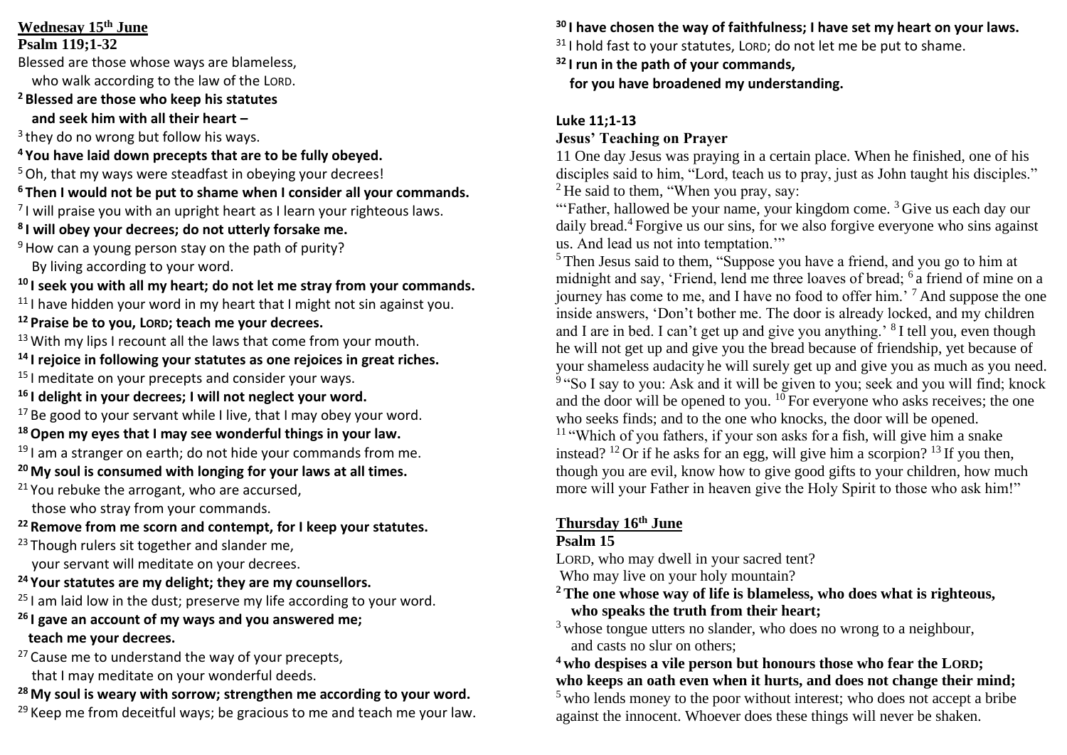**Wednesay 15th June**

**Psalm 119;1-32**

Blessed are those whose ways are blameless,
who walk according to the law of the LORD.

**2 Blessed are those who keep his statutes**
**and seek him with all their heart –**

3 they do no wrong but follow his ways.

**4 You have laid down precepts that are to be fully obeyed.**

5 Oh, that my ways were steadfast in obeying your decrees!

**6 Then I would not be put to shame when I consider all your commands.**

7 I will praise you with an upright heart as I learn your righteous laws.

**8 I will obey your decrees; do not utterly forsake me.**

9 How can a young person stay on the path of purity?
By living according to your word.

**10 I seek you with all my heart; do not let me stray from your commands.**

11 I have hidden your word in my heart that I might not sin against you.

**12 Praise be to you, LORD; teach me your decrees.**

13 With my lips I recount all the laws that come from your mouth.

**14 I rejoice in following your statutes as one rejoices in great riches.**

15 I meditate on your precepts and consider your ways.

**16 I delight in your decrees; I will not neglect your word.**

17 Be good to your servant while I live, that I may obey your word.

**18 Open my eyes that I may see wonderful things in your law.**

19 I am a stranger on earth; do not hide your commands from me.

**20 My soul is consumed with longing for your laws at all times.**

21 You rebuke the arrogant, who are accursed,
those who stray from your commands.

**22 Remove from me scorn and contempt, for I keep your statutes.**

23 Though rulers sit together and slander me,
your servant will meditate on your decrees.

**24 Your statutes are my delight; they are my counsellors.**

25 I am laid low in the dust; preserve my life according to your word.

**26 I gave an account of my ways and you answered me;**
**teach me your decrees.**

27 Cause me to understand the way of your precepts,
that I may meditate on your wonderful deeds.

**28 My soul is weary with sorrow; strengthen me according to your word.**

29 Keep me from deceitful ways; be gracious to me and teach me your law.

**30 I have chosen the way of faithfulness; I have set my heart on your laws.**

31 I hold fast to your statutes, LORD; do not let me be put to shame.

**32 I run in the path of your commands,**
**for you have broadened my understanding.**

**Luke 11;1-13**

**Jesus' Teaching on Prayer**

11 One day Jesus was praying in a certain place. When he finished, one of his disciples said to him, "Lord, teach us to pray, just as John taught his disciples." 2 He said to them, "When you pray, say:

"'Father, hallowed be your name, your kingdom come. 3 Give us each day our daily bread. 4 Forgive us our sins, for we also forgive everyone who sins against us. And lead us not into temptation.'"

5 Then Jesus said to them, "Suppose you have a friend, and you go to him at midnight and say, 'Friend, lend me three loaves of bread; 6 a friend of mine on a journey has come to me, and I have no food to offer him.' 7 And suppose the one inside answers, 'Don't bother me. The door is already locked, and my children and I are in bed. I can't get up and give you anything.' 8 I tell you, even though he will not get up and give you the bread because of friendship, yet because of your shameless audacity he will surely get up and give you as much as you need. 9 "So I say to you: Ask and it will be given to you; seek and you will find; knock and the door will be opened to you. 10 For everyone who asks receives; the one who seeks finds; and to the one who knocks, the door will be opened.

11 "Which of you fathers, if your son asks for a fish, will give him a snake instead? 12 Or if he asks for an egg, will give him a scorpion? 13 If you then, though you are evil, know how to give good gifts to your children, how much more will your Father in heaven give the Holy Spirit to those who ask him!"

**Thursday 16th June**

**Psalm 15**

LORD, who may dwell in your sacred tent?
Who may live on your holy mountain?

**2 The one whose way of life is blameless, who does what is righteous,**
**who speaks the truth from their heart;**

3 whose tongue utters no slander, who does no wrong to a neighbour,
and casts no slur on others;

**4 who despises a vile person but honours those who fear the LORD;**
**who keeps an oath even when it hurts, and does not change their mind;**

5 who lends money to the poor without interest; who does not accept a bribe against the innocent. Whoever does these things will never be shaken.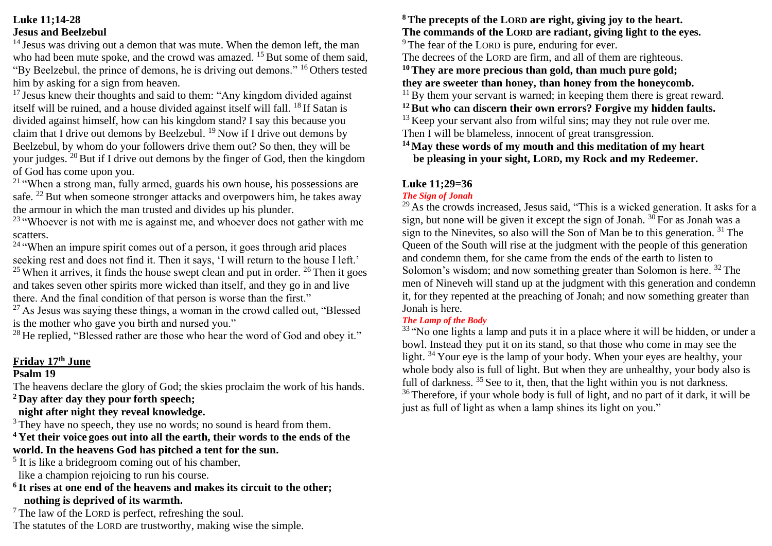**Luke 11;14-28**
**Jesus and Beelzebul**

[14] Jesus was driving out a demon that was mute. When the demon left, the man who had been mute spoke, and the crowd was amazed. [15] But some of them said, "By Beelzebul, the prince of demons, he is driving out demons." [16] Others tested him by asking for a sign from heaven.

[17] Jesus knew their thoughts and said to them: "Any kingdom divided against itself will be ruined, and a house divided against itself will fall. [18] If Satan is divided against himself, how can his kingdom stand? I say this because you claim that I drive out demons by Beelzebul. [19] Now if I drive out demons by Beelzebul, by whom do your followers drive them out? So then, they will be your judges. [20] But if I drive out demons by the finger of God, then the kingdom of God has come upon you.

[21] "When a strong man, fully armed, guards his own house, his possessions are safe. [22] But when someone stronger attacks and overpowers him, he takes away the armour in which the man trusted and divides up his plunder.

[23] "Whoever is not with me is against me, and whoever does not gather with me scatters.

[24] "When an impure spirit comes out of a person, it goes through arid places seeking rest and does not find it. Then it says, 'I will return to the house I left.' [25] When it arrives, it finds the house swept clean and put in order. [26] Then it goes and takes seven other spirits more wicked than itself, and they go in and live there. And the final condition of that person is worse than the first."

[27] As Jesus was saying these things, a woman in the crowd called out, "Blessed is the mother who gave you birth and nursed you."

[28] He replied, "Blessed rather are those who hear the word of God and obey it."

**Friday 17th June**

**Psalm 19**

The heavens declare the glory of God; the skies proclaim the work of his hands.
**[2] Day after day they pour forth speech;**
**night after night they reveal knowledge.**
[3] They have no speech, they use no words; no sound is heard from them.
**[4] Yet their voice goes out into all the earth, their words to the ends of the world. In the heavens God has pitched a tent for the sun.**
[5] It is like a bridegroom coming out of his chamber,
like a champion rejoicing to run his course.
**[6] It rises at one end of the heavens and makes its circuit to the other;**
**nothing is deprived of its warmth.**
[7] The law of the LORD is perfect, refreshing the soul.
The statutes of the LORD are trustworthy, making wise the simple.
**[8] The precepts of the LORD are right, giving joy to the heart.**
**The commands of the LORD are radiant, giving light to the eyes.**
[9] The fear of the LORD is pure, enduring for ever.
The decrees of the LORD are firm, and all of them are righteous.
**[10] They are more precious than gold, than much pure gold;**
**they are sweeter than honey, than honey from the honeycomb.**
[11] By them your servant is warned; in keeping them there is great reward.
**[12] But who can discern their own errors? Forgive my hidden faults.**
[13] Keep your servant also from wilful sins; may they not rule over me.
Then I will be blameless, innocent of great transgression.
**[14] May these words of my mouth and this meditation of my heart**
**be pleasing in your sight, LORD, my Rock and my Redeemer.**

**Luke 11;29=36**

***The Sign of Jonah***

[29] As the crowds increased, Jesus said, "This is a wicked generation. It asks for a sign, but none will be given it except the sign of Jonah. [30] For as Jonah was a sign to the Ninevites, so also will the Son of Man be to this generation. [31] The Queen of the South will rise at the judgment with the people of this generation and condemn them, for she came from the ends of the earth to listen to Solomon's wisdom; and now something greater than Solomon is here. [32] The men of Nineveh will stand up at the judgment with this generation and condemn it, for they repented at the preaching of Jonah; and now something greater than Jonah is here.

***The Lamp of the Body***

[33] "No one lights a lamp and puts it in a place where it will be hidden, or under a bowl. Instead they put it on its stand, so that those who come in may see the light. [34] Your eye is the lamp of your body. When your eyes are healthy, your whole body also is full of light. But when they are unhealthy, your body also is full of darkness. [35] See to it, then, that the light within you is not darkness. [36] Therefore, if your whole body is full of light, and no part of it dark, it will be just as full of light as when a lamp shines its light on you."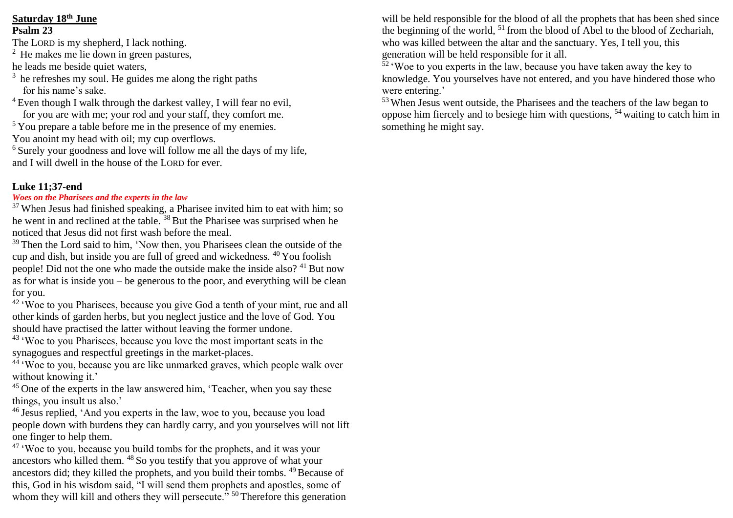**<u>Saturday 18th June</u>**

**Psalm 23**

The LORD is my shepherd, I lack nothing.

[2] He makes me lie down in green pastures,
he leads me beside quiet waters,

[3] he refreshes my soul. He guides me along the right paths
for his name's sake.

[4] Even though I walk through the darkest valley, I will fear no evil,
for you are with me; your rod and your staff, they comfort me.

[5] You prepare a table before me in the presence of my enemies.
You anoint my head with oil; my cup overflows.

[6] Surely your goodness and love will follow me all the days of my life,
and I will dwell in the house of the LORD for ever.

**Luke 11;37-end**

***Woes on the Pharisees and the experts in the law***

[37] When Jesus had finished speaking, a Pharisee invited him to eat with him; so he went in and reclined at the table. [38] But the Pharisee was surprised when he noticed that Jesus did not first wash before the meal.

[39] Then the Lord said to him, 'Now then, you Pharisees clean the outside of the cup and dish, but inside you are full of greed and wickedness. [40] You foolish people! Did not the one who made the outside make the inside also? [41] But now as for what is inside you – be generous to the poor, and everything will be clean for you.

[42] 'Woe to you Pharisees, because you give God a tenth of your mint, rue and all other kinds of garden herbs, but you neglect justice and the love of God. You should have practised the latter without leaving the former undone.

[43] 'Woe to you Pharisees, because you love the most important seats in the synagogues and respectful greetings in the market-places.

[44] 'Woe to you, because you are like unmarked graves, which people walk over without knowing it.'

[45] One of the experts in the law answered him, 'Teacher, when you say these things, you insult us also.'

[46] Jesus replied, 'And you experts in the law, woe to you, because you load people down with burdens they can hardly carry, and you yourselves will not lift one finger to help them.

[47] 'Woe to you, because you build tombs for the prophets, and it was your ancestors who killed them. [48] So you testify that you approve of what your ancestors did; they killed the prophets, and you build their tombs. [49] Because of this, God in his wisdom said, "I will send them prophets and apostles, some of whom they will kill and others they will persecute." [50] Therefore this generation will be held responsible for the blood of all the prophets that has been shed since the beginning of the world, [51] from the blood of Abel to the blood of Zechariah, who was killed between the altar and the sanctuary. Yes, I tell you, this generation will be held responsible for it all.

[52] 'Woe to you experts in the law, because you have taken away the key to knowledge. You yourselves have not entered, and you have hindered those who were entering.'

[53] When Jesus went outside, the Pharisees and the teachers of the law began to oppose him fiercely and to besiege him with questions, [54] waiting to catch him in something he might say.